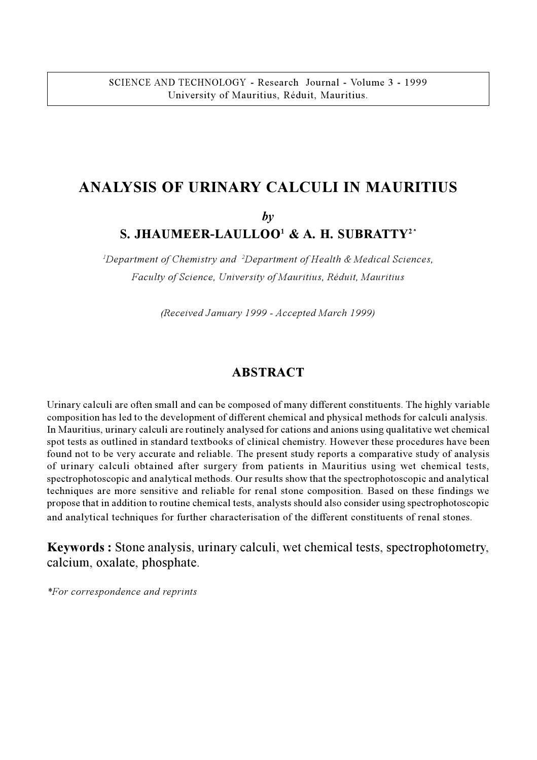# ANALYSIS OF URINARY CALCULI IN MAURITIUS

*by*

**S. JHAUMEER-LAULLOO[1] & A. H. SUBRATTY[2*]**

*[1]Department of Chemistry and [2]Department of Health & Medical Sciences, Faculty of Science, University of Mauritius, Réduit, Mauritius*

*(Received January 1999 - Accepted March 1999)*

## ABSTRACT

Urinary calculi are often small and can be composed of many different constituents. The highly variable composition has led to the development of different chemical and physical methods for calculi analysis. In Mauritius, urinary calculi are routinely analysed for cations and anions using qualitative wet chemical spot tests as outlined in standard textbooks of clinical chemistry. However these procedures have been found not to be very accurate and reliable. The present study reports a comparative study of analysis of urinary calculi obtained after surgery from patients in Mauritius using wet chemical tests, spectrophotoscopic and analytical methods. Our results show that the spectrophotoscopic and analytical techniques are more sensitive and reliable for renal stone composition. Based on these findings we propose that in addition to routine chemical tests, analysts should also consider using spectrophotoscopic and analytical techniques for further characterisation of the different constituents of renal stones.

**Keywords :** Stone analysis, urinary calculi, wet chemical tests, spectrophotometry, calcium, oxalate, phosphate.

*\*For correspondence and reprints*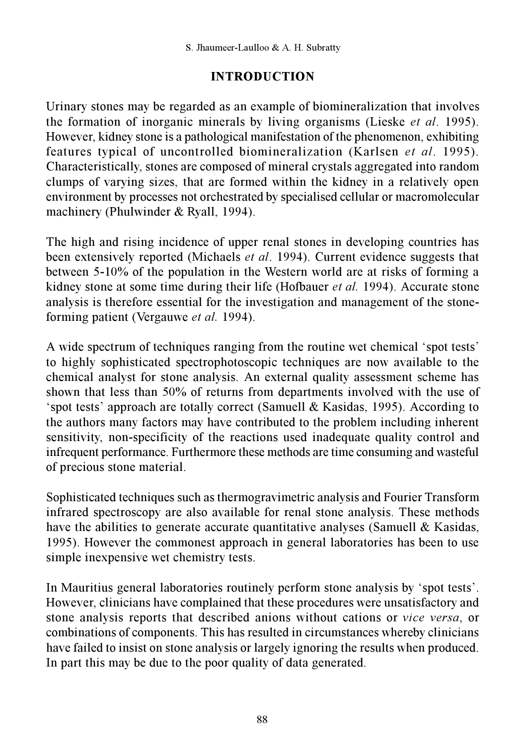## INTRODUCTION

Urinary stones may be regarded as an example of biomineralization that involves the formation of inorganic minerals by living organisms (Lieske *et al*. 1995). However, kidney stone is a pathological manifestation of the phenomenon, exhibiting features typical of uncontrolled biomineralization (Karlsen *et al*. 1995). Characteristically, stones are composed of mineral crystals aggregated into random clumps of varying sizes, that are formed within the kidney in a relatively open environment by processes not orchestrated by specialised cellular or macromolecular machinery (Phulwinder & Ryall, 1994).

The high and rising incidence of upper renal stones in developing countries has been extensively reported (Michaels *et al*. 1994). Current evidence suggests that between 5-10% of the population in the Western world are at risks of forming a kidney stone at some time during their life (Hofbauer *et al.* 1994). Accurate stone analysis is therefore essential for the investigation and management of the stone-forming patient (Vergauwe *et al.* 1994).

A wide spectrum of techniques ranging from the routine wet chemical 'spot tests' to highly sophisticated spectrophotoscopic techniques are now available to the chemical analyst for stone analysis. An external quality assessment scheme has shown that less than 50% of returns from departments involved with the use of 'spot tests' approach are totally correct (Samuell & Kasidas, 1995). According to the authors many factors may have contributed to the problem including inherent sensitivity, non-specificity of the reactions used inadequate quality control and infrequent performance. Furthermore these methods are time consuming and wasteful of precious stone material.

Sophisticated techniques such as thermogravimetric analysis and Fourier Transform infrared spectroscopy are also available for renal stone analysis. These methods have the abilities to generate accurate quantitative analyses (Samuell & Kasidas, 1995). However the commonest approach in general laboratories has been to use simple inexpensive wet chemistry tests.

In Mauritius general laboratories routinely perform stone analysis by 'spot tests'. However, clinicians have complained that these procedures were unsatisfactory and stone analysis reports that described anions without cations or *vice versa*, or combinations of components. This has resulted in circumstances whereby clinicians have failed to insist on stone analysis or largely ignoring the results when produced. In part this may be due to the poor quality of data generated.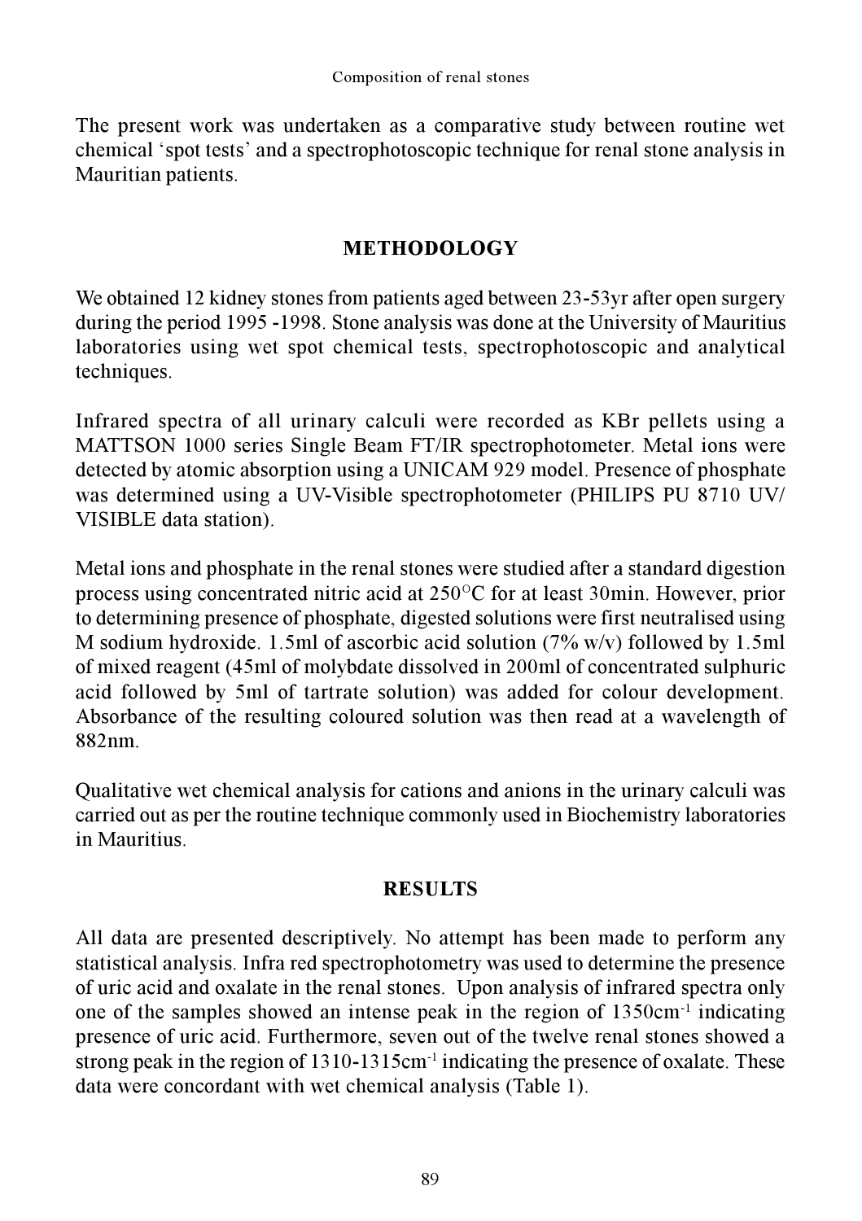The present work was undertaken as a comparative study between routine wet chemical 'spot tests' and a spectrophotoscopic technique for renal stone analysis in Mauritian patients.

## METHODOLOGY

We obtained 12 kidney stones from patients aged between 23-53yr after open surgery during the period 1995 -1998. Stone analysis was done at the University of Mauritius laboratories using wet spot chemical tests, spectrophotoscopic and analytical techniques.

Infrared spectra of all urinary calculi were recorded as KBr pellets using a MATTSON 1000 series Single Beam FT/IR spectrophotometer. Metal ions were detected by atomic absorption using a UNICAM 929 model. Presence of phosphate was determined using a UV-Visible spectrophotometer (PHILIPS PU 8710 UV/VISIBLE data station).

Metal ions and phosphate in the renal stones were studied after a standard digestion process using concentrated nitric acid at 250°C for at least 30min. However, prior to determining presence of phosphate, digested solutions were first neutralised using M sodium hydroxide. 1.5ml of ascorbic acid solution (7% w/v) followed by 1.5ml of mixed reagent (45ml of molybdate dissolved in 200ml of concentrated sulphuric acid followed by 5ml of tartrate solution) was added for colour development. Absorbance of the resulting coloured solution was then read at a wavelength of 882nm.

Qualitative wet chemical analysis for cations and anions in the urinary calculi was carried out as per the routine technique commonly used in Biochemistry laboratories in Mauritius.

## RESULTS

All data are presented descriptively. No attempt has been made to perform any statistical analysis. Infra red spectrophotometry was used to determine the presence of uric acid and oxalate in the renal stones. Upon analysis of infrared spectra only one of the samples showed an intense peak in the region of 1350cm$^{-1}$ indicating presence of uric acid. Furthermore, seven out of the twelve renal stones showed a strong peak in the region of 1310-1315cm$^{-1}$ indicating the presence of oxalate. These data were concordant with wet chemical analysis (Table 1).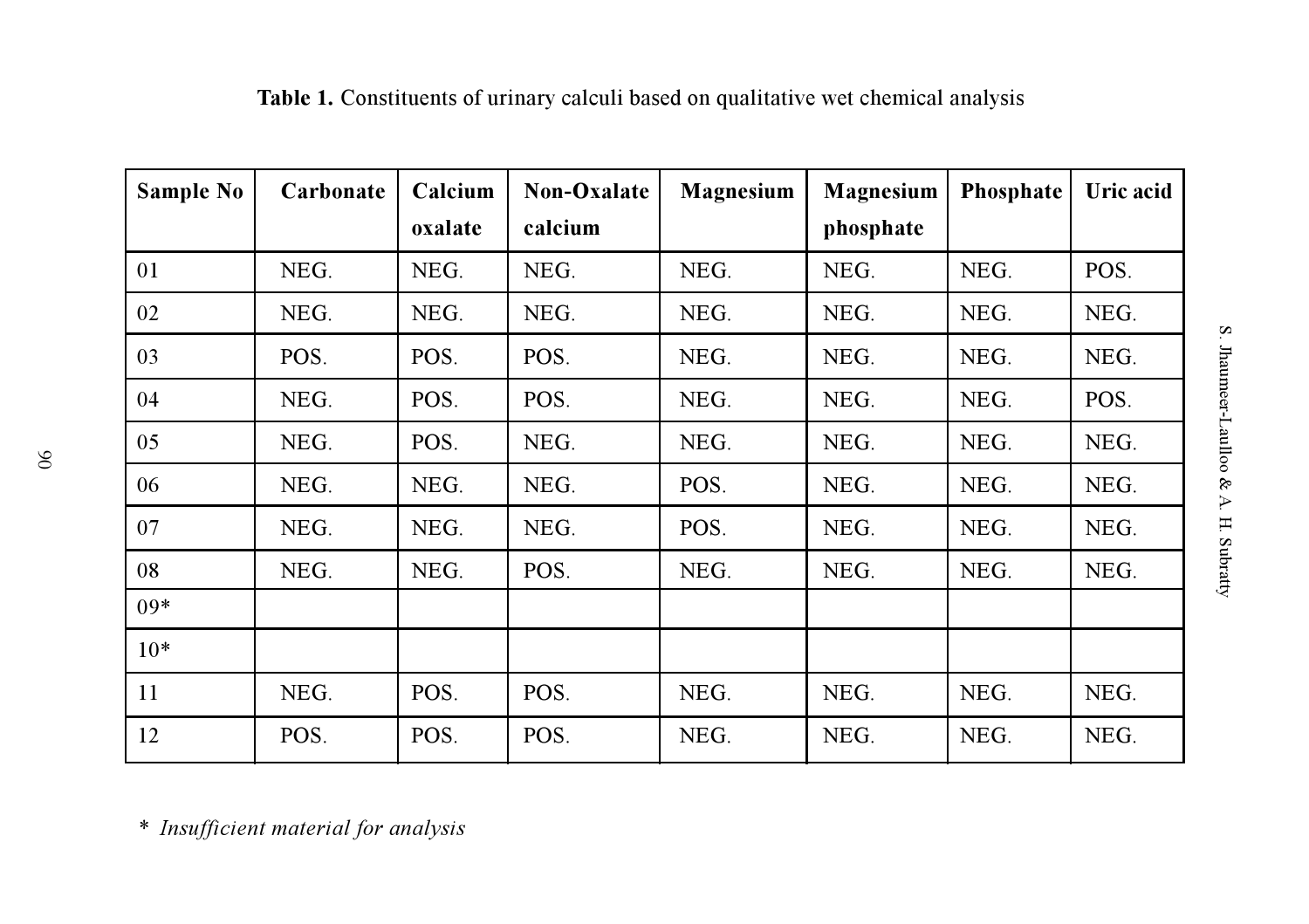**Table 1.** Constituents of urinary calculi based on qualitative wet chemical analysis

| Sample No | Carbonate | Calcium oxalate | Non-Oxalate calcium | Magnesium | Magnesium phosphate | Phosphate | Uric acid |
|---|---|---|---|---|---|---|---|
| 01 | NEG. | NEG. | NEG. | NEG. | NEG. | NEG. | POS. |
| 02 | NEG. | NEG. | NEG. | NEG. | NEG. | NEG. | NEG. |
| 03 | POS. | POS. | POS. | NEG. | NEG. | NEG. | NEG. |
| 04 | NEG. | POS. | POS. | NEG. | NEG. | NEG. | POS. |
| 05 | NEG. | POS. | NEG. | NEG. | NEG. | NEG. | NEG. |
| 06 | NEG. | NEG. | NEG. | POS. | NEG. | NEG. | NEG. |
| 07 | NEG. | NEG. | NEG. | POS. | NEG. | NEG. | NEG. |
| 08 | NEG. | NEG. | POS. | NEG. | NEG. | NEG. | NEG. |
| 09* | | | | | | | |
| 10* | | | | | | | |
| 11 | NEG. | POS. | POS. | NEG. | NEG. | NEG. | NEG. |
| 12 | POS. | POS. | POS. | NEG. | NEG. | NEG. | NEG. |

\* *Insufficient material for analysis*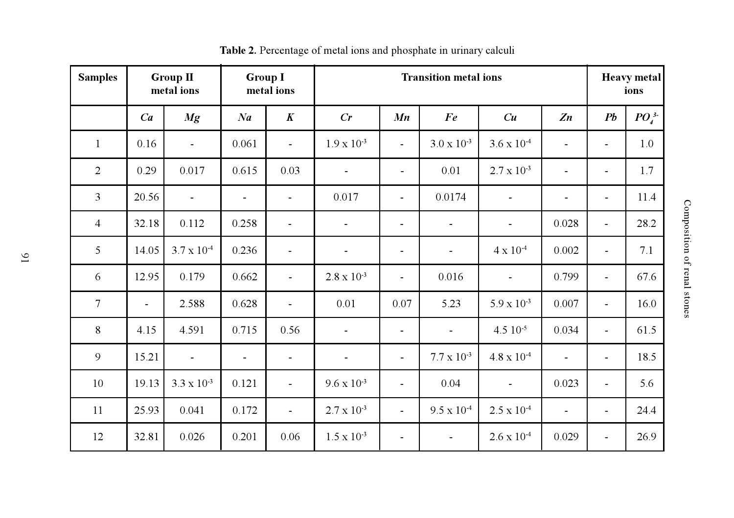**Table 2.** Percentage of metal ions and phosphate in urinary calculi

| Samples | Group II metal ions | | Group I metal ions | | Transition metal ions | | | | | Heavy metal ions | |
|---|---|---|---|---|---|---|---|---|---|---|---|
| | *Ca* | *Mg* | *Na* | *K* | *Cr* | *Mn* | *Fe* | *Cu* | *Zn* | *Pb* | $PO_4^{3-}$ |
| 1 | 0.16 | - | 0.061 | - | $1.9 \times 10^{-3}$ | - | $3.0 \times 10^{-3}$ | $3.6 \times 10^{-4}$ | - | - | 1.0 |
| 2 | 0.29 | 0.017 | 0.615 | 0.03 | - | - | 0.01 | $2.7 \times 10^{-3}$ | - | - | 1.7 |
| 3 | 20.56 | - | - | - | 0.017 | - | 0.0174 | - | - | - | 11.4 |
| 4 | 32.18 | 0.112 | 0.258 | - | - | - | - | - | 0.028 | - | 28.2 |
| 5 | 14.05 | $3.7 \times 10^{-4}$ | 0.236 | - | - | - | - | $4 \times 10^{-4}$ | 0.002 | - | 7.1 |
| 6 | 12.95 | 0.179 | 0.662 | - | $2.8 \times 10^{-3}$ | - | 0.016 | - | 0.799 | - | 67.6 |
| 7 | - | 2.588 | 0.628 | - | 0.01 | 0.07 | 5.23 | $5.9 \times 10^{-3}$ | 0.007 | - | 16.0 |
| 8 | 4.15 | 4.591 | 0.715 | 0.56 | - | - | - | $4.5\ 10^{-5}$ | 0.034 | - | 61.5 |
| 9 | 15.21 | - | - | - | - | - | $7.7 \times 10^{-3}$ | $4.8 \times 10^{-4}$ | - | - | 18.5 |
| 10 | 19.13 | $3.3 \times 10^{-3}$ | 0.121 | - | $9.6 \times 10^{-3}$ | - | 0.04 | - | 0.023 | - | 5.6 |
| 11 | 25.93 | 0.041 | 0.172 | - | $2.7 \times 10^{-3}$ | - | $9.5 \times 10^{-4}$ | $2.5 \times 10^{-4}$ | - | - | 24.4 |
| 12 | 32.81 | 0.026 | 0.201 | 0.06 | $1.5 \times 10^{-3}$ | - | - | $2.6 \times 10^{-4}$ | 0.029 | - | 26.9 |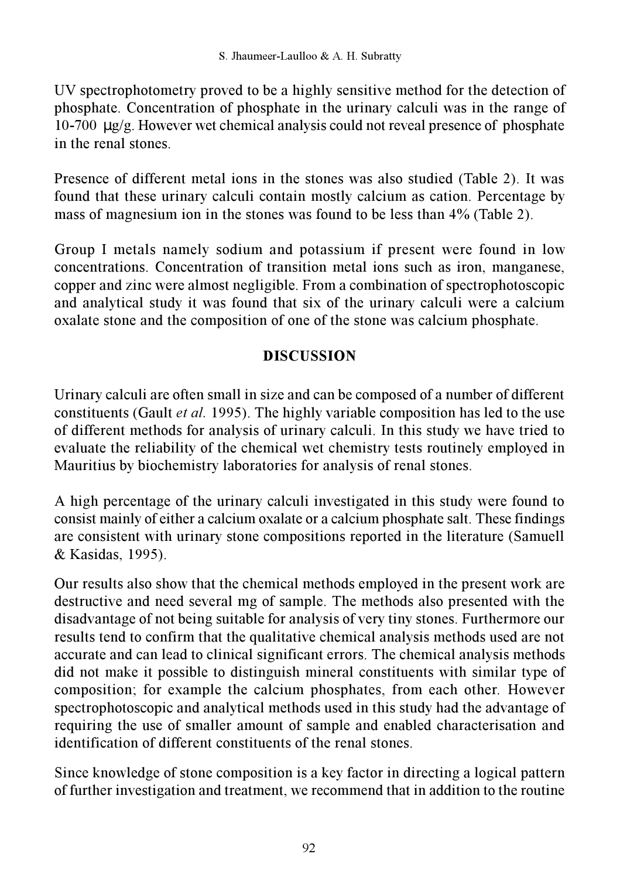UV spectrophotometry proved to be a highly sensitive method for the detection of phosphate. Concentration of phosphate in the urinary calculi was in the range of 10-700 μg/g. However wet chemical analysis could not reveal presence of phosphate in the renal stones.

Presence of different metal ions in the stones was also studied (Table 2). It was found that these urinary calculi contain mostly calcium as cation. Percentage by mass of magnesium ion in the stones was found to be less than 4% (Table 2).

Group I metals namely sodium and potassium if present were found in low concentrations. Concentration of transition metal ions such as iron, manganese, copper and zinc were almost negligible. From a combination of spectrophotoscopic and analytical study it was found that six of the urinary calculi were a calcium oxalate stone and the composition of one of the stone was calcium phosphate.

## DISCUSSION

Urinary calculi are often small in size and can be composed of a number of different constituents (Gault *et al.* 1995). The highly variable composition has led to the use of different methods for analysis of urinary calculi. In this study we have tried to evaluate the reliability of the chemical wet chemistry tests routinely employed in Mauritius by biochemistry laboratories for analysis of renal stones.

A high percentage of the urinary calculi investigated in this study were found to consist mainly of either a calcium oxalate or a calcium phosphate salt. These findings are consistent with urinary stone compositions reported in the literature (Samuell & Kasidas, 1995).

Our results also show that the chemical methods employed in the present work are destructive and need several mg of sample. The methods also presented with the disadvantage of not being suitable for analysis of very tiny stones. Furthermore our results tend to confirm that the qualitative chemical analysis methods used are not accurate and can lead to clinical significant errors. The chemical analysis methods did not make it possible to distinguish mineral constituents with similar type of composition; for example the calcium phosphates, from each other. However spectrophotoscopic and analytical methods used in this study had the advantage of requiring the use of smaller amount of sample and enabled characterisation and identification of different constituents of the renal stones.

Since knowledge of stone composition is a key factor in directing a logical pattern of further investigation and treatment, we recommend that in addition to the routine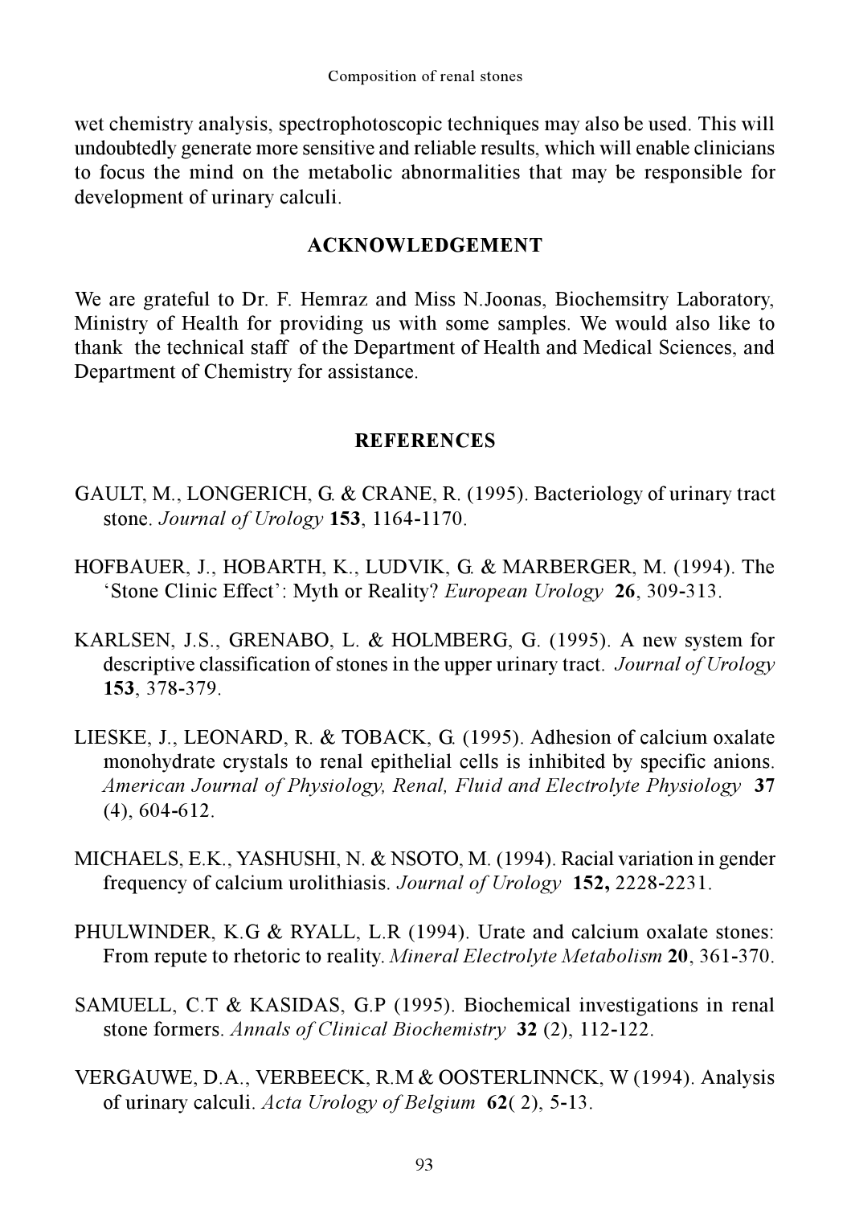wet chemistry analysis, spectrophotoscopic techniques may also be used. This will undoubtedly generate more sensitive and reliable results, which will enable clinicians to focus the mind on the metabolic abnormalities that may be responsible for development of urinary calculi.

## ACKNOWLEDGEMENT

We are grateful to Dr. F. Hemraz and Miss N.Joonas, Biochemsitry Laboratory, Ministry of Health for providing us with some samples. We would also like to thank the technical staff of the Department of Health and Medical Sciences, and Department of Chemistry for assistance.

## REFERENCES

GAULT, M., LONGERICH, G. & CRANE, R. (1995). Bacteriology of urinary tract stone. *Journal of Urology* **153**, 1164-1170.

HOFBAUER, J., HOBARTH, K., LUDVIK, G. & MARBERGER, M. (1994). The 'Stone Clinic Effect': Myth or Reality? *European Urology* **26**, 309-313.

KARLSEN, J.S., GRENABO, L. & HOLMBERG, G. (1995). A new system for descriptive classification of stones in the upper urinary tract. *Journal of Urology* **153**, 378-379.

LIESKE, J., LEONARD, R. & TOBACK, G. (1995). Adhesion of calcium oxalate monohydrate crystals to renal epithelial cells is inhibited by specific anions. *American Journal of Physiology, Renal, Fluid and Electrolyte Physiology* **37** (4), 604-612.

MICHAELS, E.K., YASHUSHI, N. & NSOTO, M. (1994). Racial variation in gender frequency of calcium urolithiasis. *Journal of Urology* **152,** 2228-2231.

PHULWINDER, K.G & RYALL, L.R (1994). Urate and calcium oxalate stones: From repute to rhetoric to reality. *Mineral Electrolyte Metabolism* **20**, 361-370.

SAMUELL, C.T & KASIDAS, G.P (1995). Biochemical investigations in renal stone formers. *Annals of Clinical Biochemistry* **32** (2), 112-122.

VERGAUWE, D.A., VERBEECK, R.M & OOSTERLINNCK, W (1994). Analysis of urinary calculi. *Acta Urology of Belgium* **62**( 2), 5-13.